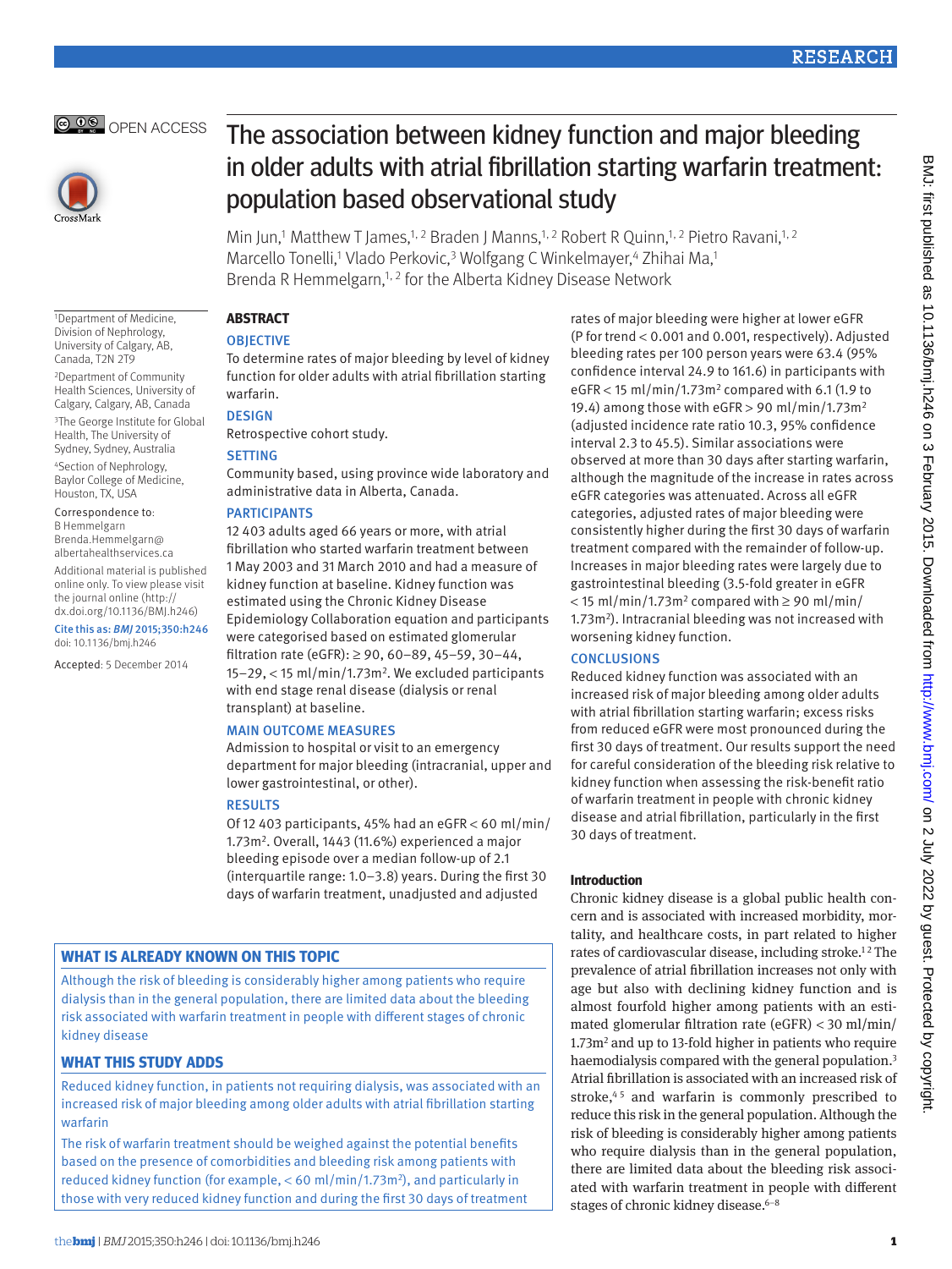OPEN ACCESS

# The association between kidney function and major bleeding in older adults with atrial fibrillation starting warfarin treatment: population based observational study

Min Jun,[1] Matthew T James,[1,2] Braden J Manns,[1,2] Robert R Quinn,[1,2] Pietro Ravani,[1,2] Marcello Tonelli,[1] Vlado Perkovic,[3] Wolfgang C Winkelmayer,[4] Zhihai Ma,[1] Brenda R Hemmelgarn,[1,2] for the Alberta Kidney Disease Network

[1]Department of Medicine, Division of Nephrology, University of Calgary, AB, Canada, T2N 2T9

[2]Department of Community Health Sciences, University of Calgary, Calgary, AB, Canada

[3]The George Institute for Global Health, The University of Sydney, Sydney, Australia

[4]Section of Nephrology, Baylor College of Medicine, Houston, TX, USA

Correspondence to: B Hemmelgarn Brenda.Hemmelgarn@albertahealthservices.ca

Additional material is published online only. To view please visit the journal online (http://dx.doi.org/10.1136/BMJ.h246)

Cite this as: *BMJ* 2015;350:h246 doi: 10.1136/bmj.h246

Accepted: 5 December 2014

## ABSTRACT

### OBJECTIVE

To determine rates of major bleeding by level of kidney function for older adults with atrial fibrillation starting warfarin.

### DESIGN

Retrospective cohort study.

### SETTING

Community based, using province wide laboratory and administrative data in Alberta, Canada.

### PARTICIPANTS

12 403 adults aged 66 years or more, with atrial fibrillation who started warfarin treatment between 1 May 2003 and 31 March 2010 and had a measure of kidney function at baseline. Kidney function was estimated using the Chronic Kidney Disease Epidemiology Collaboration equation and participants were categorised based on estimated glomerular filtration rate (eGFR): ≥ 90, 60–89, 45–59, 30–44, 15–29, < 15 ml/min/1.73m². We excluded participants with end stage renal disease (dialysis or renal transplant) at baseline.

### MAIN OUTCOME MEASURES

Admission to hospital or visit to an emergency department for major bleeding (intracranial, upper and lower gastrointestinal, or other).

### RESULTS

Of 12 403 participants, 45% had an eGFR < 60 ml/min/1.73m². Overall, 1443 (11.6%) experienced a major bleeding episode over a median follow-up of 2.1 (interquartile range: 1.0–3.8) years. During the first 30 days of warfarin treatment, unadjusted and adjusted rates of major bleeding were higher at lower eGFR (P for trend < 0.001 and 0.001, respectively). Adjusted bleeding rates per 100 person years were 63.4 (95% confidence interval 24.9 to 161.6) in participants with eGFR < 15 ml/min/1.73m² compared with 6.1 (1.9 to 19.4) among those with eGFR > 90 ml/min/1.73m² (adjusted incidence rate ratio 10.3, 95% confidence interval 2.3 to 45.5). Similar associations were observed at more than 30 days after starting warfarin, although the magnitude of the increase in rates across eGFR categories was attenuated. Across all eGFR categories, adjusted rates of major bleeding were consistently higher during the first 30 days of warfarin treatment compared with the remainder of follow-up. Increases in major bleeding rates were largely due to gastrointestinal bleeding (3.5-fold greater in eGFR < 15 ml/min/1.73m² compared with ≥ 90 ml/min/1.73m²). Intracranial bleeding was not increased with worsening kidney function.

### CONCLUSIONS

Reduced kidney function was associated with an increased risk of major bleeding among older adults with atrial fibrillation starting warfarin; excess risks from reduced eGFR were most pronounced during the first 30 days of treatment. Our results support the need for careful consideration of the bleeding risk relative to kidney function when assessing the risk-benefit ratio of warfarin treatment in people with chronic kidney disease and atrial fibrillation, particularly in the first 30 days of treatment.

### WHAT IS ALREADY KNOWN ON THIS TOPIC

Although the risk of bleeding is considerably higher among patients who require dialysis than in the general population, there are limited data about the bleeding risk associated with warfarin treatment in people with different stages of chronic kidney disease

### WHAT THIS STUDY ADDS

Reduced kidney function, in patients not requiring dialysis, was associated with an increased risk of major bleeding among older adults with atrial fibrillation starting warfarin

The risk of warfarin treatment should be weighed against the potential benefits based on the presence of comorbidities and bleeding risk among patients with reduced kidney function (for example, < 60 ml/min/1.73m²), and particularly in those with very reduced kidney function and during the first 30 days of treatment

## Introduction

Chronic kidney disease is a global public health concern and is associated with increased morbidity, mortality, and healthcare costs, in part related to higher rates of cardiovascular disease, including stroke.[1,2] The prevalence of atrial fibrillation increases not only with age but also with declining kidney function and is almost fourfold higher among patients with an estimated glomerular filtration rate (eGFR) < 30 ml/min/1.73m² and up to 13-fold higher in patients who require haemodialysis compared with the general population.[3] Atrial fibrillation is associated with an increased risk of stroke,[4,5] and warfarin is commonly prescribed to reduce this risk in the general population. Although the risk of bleeding is considerably higher among patients who require dialysis than in the general population, there are limited data about the bleeding risk associated with warfarin treatment in people with different stages of chronic kidney disease.[6–8]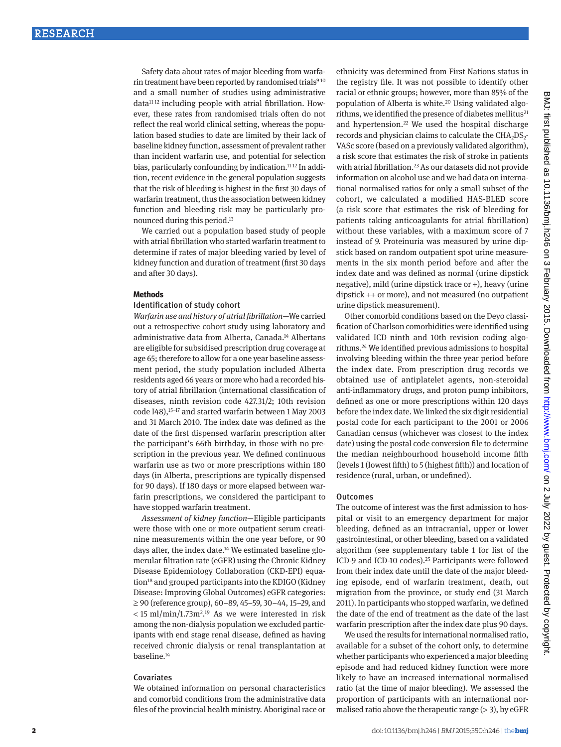Safety data about rates of major bleeding from warfarin treatment have been reported by randomised trials[9,10] and a small number of studies using administrative data[11,12] including people with atrial fibrillation. However, these rates from randomised trials often do not reflect the real world clinical setting, whereas the population based studies to date are limited by their lack of baseline kidney function, assessment of prevalent rather than incident warfarin use, and potential for selection bias, particularly confounding by indication.[11,12] In addition, recent evidence in the general population suggests that the risk of bleeding is highest in the first 30 days of warfarin treatment, thus the association between kidney function and bleeding risk may be particularly pronounced during this period.[13]

We carried out a population based study of people with atrial fibrillation who started warfarin treatment to determine if rates of major bleeding varied by level of kidney function and duration of treatment (first 30 days and after 30 days).

## Methods

### Identification of study cohort

*Warfarin use and history of atrial fibrillation*—We carried out a retrospective cohort study using laboratory and administrative data from Alberta, Canada.[14] Albertans are eligible for subsidised prescription drug coverage at age 65; therefore to allow for a one year baseline assessment period, the study population included Alberta residents aged 66 years or more who had a recorded history of atrial fibrillation (international classification of diseases, ninth revision code 427.31/2; 10th revision code I48),[15–17] and started warfarin between 1 May 2003 and 31 March 2010. The index date was defined as the date of the first dispensed warfarin prescription after the participant's 66th birthday, in those with no prescription in the previous year. We defined continuous warfarin use as two or more prescriptions within 180 days (in Alberta, prescriptions are typically dispensed for 90 days). If 180 days or more elapsed between warfarin prescriptions, we considered the participant to have stopped warfarin treatment.

*Assessment of kidney function*—Eligible participants were those with one or more outpatient serum creatinine measurements within the one year before, or 90 days after, the index date.[14] We estimated baseline glomerular filtration rate (eGFR) using the Chronic Kidney Disease Epidemiology Collaboration (CKD-EPI) equation[18] and grouped participants into the KDIGO (Kidney Disease: Improving Global Outcomes) eGFR categories: ≥ 90 (reference group), 60–89, 45–59, 30–44, 15–29, and < 15 ml/min/1.73m$^2$.[19] As we were interested in risk among the non-dialysis population we excluded participants with end stage renal disease, defined as having received chronic dialysis or renal transplantation at baseline.[14]

### Covariates

We obtained information on personal characteristics and comorbid conditions from the administrative data files of the provincial health ministry. Aboriginal race or ethnicity was determined from First Nations status in the registry file. It was not possible to identify other racial or ethnic groups; however, more than 85% of the population of Alberta is white.[20] Using validated algorithms, we identified the presence of diabetes mellitus[21] and hypertension.[22] We used the hospital discharge records and physician claims to calculate the CHA$_2$DS$_2$-VASc score (based on a previously validated algorithm), a risk score that estimates the risk of stroke in patients with atrial fibrillation.[23] As our datasets did not provide information on alcohol use and we had data on international normalised ratios for only a small subset of the cohort, we calculated a modified HAS-BLED score (a risk score that estimates the risk of bleeding for patients taking anticoagulants for atrial fibrillation) without these variables, with a maximum score of 7 instead of 9. Proteinuria was measured by urine dipstick based on random outpatient spot urine measurements in the six month period before and after the index date and was defined as normal (urine dipstick negative), mild (urine dipstick trace or +), heavy (urine dipstick ++ or more), and not measured (no outpatient urine dipstick measurement).

Other comorbid conditions based on the Deyo classification of Charlson comorbidities were identified using validated ICD ninth and 10th revision coding algorithms.[24] We identified previous admissions to hospital involving bleeding within the three year period before the index date. From prescription drug records we obtained use of antiplatelet agents, non-steroidal anti-inflammatory drugs, and proton pump inhibitors, defined as one or more prescriptions within 120 days before the index date. We linked the six digit residential postal code for each participant to the 2001 or 2006 Canadian census (whichever was closest to the index date) using the postal code conversion file to determine the median neighbourhood household income fifth (levels 1 (lowest fifth) to 5 (highest fifth)) and location of residence (rural, urban, or undefined).

### Outcomes

The outcome of interest was the first admission to hospital or visit to an emergency department for major bleeding, defined as an intracranial, upper or lower gastrointestinal, or other bleeding, based on a validated algorithm (see supplementary table 1 for list of the ICD-9 and ICD-10 codes).[25] Participants were followed from their index date until the date of the major bleeding episode, end of warfarin treatment, death, out migration from the province, or study end (31 March 2011). In participants who stopped warfarin, we defined the date of the end of treatment as the date of the last warfarin prescription after the index date plus 90 days.

We used the results for international normalised ratio, available for a subset of the cohort only, to determine whether participants who experienced a major bleeding episode and had reduced kidney function were more likely to have an increased international normalised ratio (at the time of major bleeding). We assessed the proportion of participants with an international normalised ratio above the therapeutic range (> 3), by eGFR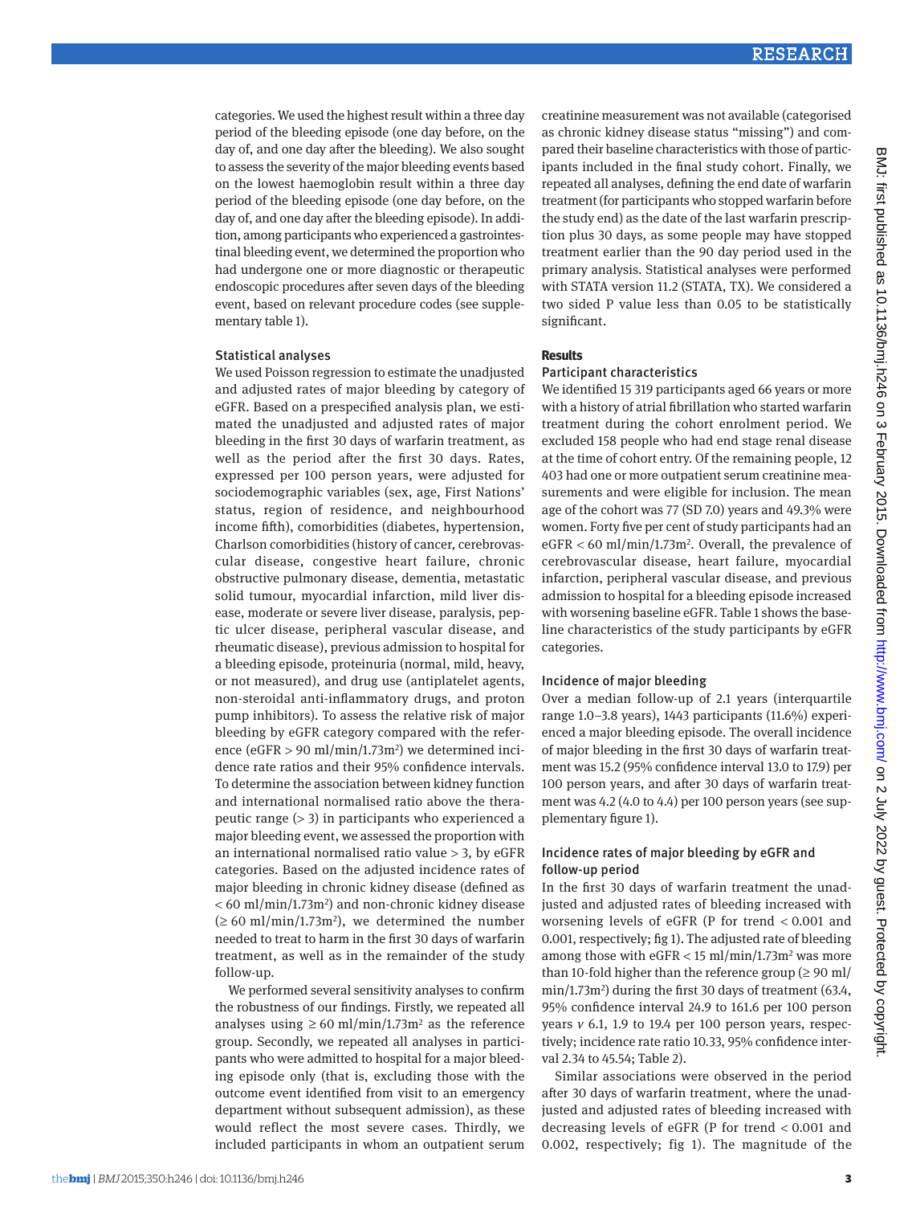categories. We used the highest result within a three day period of the bleeding episode (one day before, on the day of, and one day after the bleeding). We also sought to assess the severity of the major bleeding events based on the lowest haemoglobin result within a three day period of the bleeding episode (one day before, on the day of, and one day after the bleeding episode). In addition, among participants who experienced a gastrointestinal bleeding event, we determined the proportion who had undergone one or more diagnostic or therapeutic endoscopic procedures after seven days of the bleeding event, based on relevant procedure codes (see supplementary table 1).

### Statistical analyses

We used Poisson regression to estimate the unadjusted and adjusted rates of major bleeding by category of eGFR. Based on a prespecified analysis plan, we estimated the unadjusted and adjusted rates of major bleeding in the first 30 days of warfarin treatment, as well as the period after the first 30 days. Rates, expressed per 100 person years, were adjusted for sociodemographic variables (sex, age, First Nations' status, region of residence, and neighbourhood income fifth), comorbidities (diabetes, hypertension, Charlson comorbidities (history of cancer, cerebrovascular disease, congestive heart failure, chronic obstructive pulmonary disease, dementia, metastatic solid tumour, myocardial infarction, mild liver disease, moderate or severe liver disease, paralysis, peptic ulcer disease, peripheral vascular disease, and rheumatic disease), previous admission to hospital for a bleeding episode, proteinuria (normal, mild, heavy, or not measured), and drug use (antiplatelet agents, non-steroidal anti-inflammatory drugs, and proton pump inhibitors). To assess the relative risk of major bleeding by eGFR category compared with the reference (eGFR > 90 ml/min/1.73m$^2$) we determined incidence rate ratios and their 95% confidence intervals. To determine the association between kidney function and international normalised ratio above the therapeutic range (> 3) in participants who experienced a major bleeding event, we assessed the proportion with an international normalised ratio value > 3, by eGFR categories. Based on the adjusted incidence rates of major bleeding in chronic kidney disease (defined as < 60 ml/min/1.73m$^2$) and non-chronic kidney disease (≥ 60 ml/min/1.73m$^2$), we determined the number needed to treat to harm in the first 30 days of warfarin treatment, as well as in the remainder of the study follow-up.

We performed several sensitivity analyses to confirm the robustness of our findings. Firstly, we repeated all analyses using ≥ 60 ml/min/1.73m$^2$ as the reference group. Secondly, we repeated all analyses in participants who were admitted to hospital for a major bleeding episode only (that is, excluding those with the outcome event identified from visit to an emergency department without subsequent admission), as these would reflect the most severe cases. Thirdly, we included participants in whom an outpatient serum creatinine measurement was not available (categorised as chronic kidney disease status "missing") and compared their baseline characteristics with those of participants included in the final study cohort. Finally, we repeated all analyses, defining the end date of warfarin treatment (for participants who stopped warfarin before the study end) as the date of the last warfarin prescription plus 30 days, as some people may have stopped treatment earlier than the 90 day period used in the primary analysis. Statistical analyses were performed with STATA version 11.2 (STATA, TX). We considered a two sided P value less than 0.05 to be statistically significant.

## Results

### Participant characteristics

We identified 15 319 participants aged 66 years or more with a history of atrial fibrillation who started warfarin treatment during the cohort enrolment period. We excluded 158 people who had end stage renal disease at the time of cohort entry. Of the remaining people, 12 403 had one or more outpatient serum creatinine measurements and were eligible for inclusion. The mean age of the cohort was 77 (SD 7.0) years and 49.3% were women. Forty five per cent of study participants had an eGFR < 60 ml/min/1.73m$^2$. Overall, the prevalence of cerebrovascular disease, heart failure, myocardial infarction, peripheral vascular disease, and previous admission to hospital for a bleeding episode increased with worsening baseline eGFR. Table 1 shows the baseline characteristics of the study participants by eGFR categories.

### Incidence of major bleeding

Over a median follow-up of 2.1 years (interquartile range 1.0–3.8 years), 1443 participants (11.6%) experienced a major bleeding episode. The overall incidence of major bleeding in the first 30 days of warfarin treatment was 15.2 (95% confidence interval 13.0 to 17.9) per 100 person years, and after 30 days of warfarin treatment was 4.2 (4.0 to 4.4) per 100 person years (see supplementary figure 1).

### Incidence rates of major bleeding by eGFR and follow-up period

In the first 30 days of warfarin treatment the unadjusted and adjusted rates of bleeding increased with worsening levels of eGFR (P for trend < 0.001 and 0.001, respectively; fig 1). The adjusted rate of bleeding among those with eGFR < 15 ml/min/1.73m$^2$ was more than 10-fold higher than the reference group (≥ 90 ml/min/1.73m$^2$) during the first 30 days of treatment (63.4, 95% confidence interval 24.9 to 161.6 per 100 person years *v* 6.1, 1.9 to 19.4 per 100 person years, respectively; incidence rate ratio 10.33, 95% confidence interval 2.34 to 45.54; Table 2).

Similar associations were observed in the period after 30 days of warfarin treatment, where the unadjusted and adjusted rates of bleeding increased with decreasing levels of eGFR (P for trend < 0.001 and 0.002, respectively; fig 1). The magnitude of the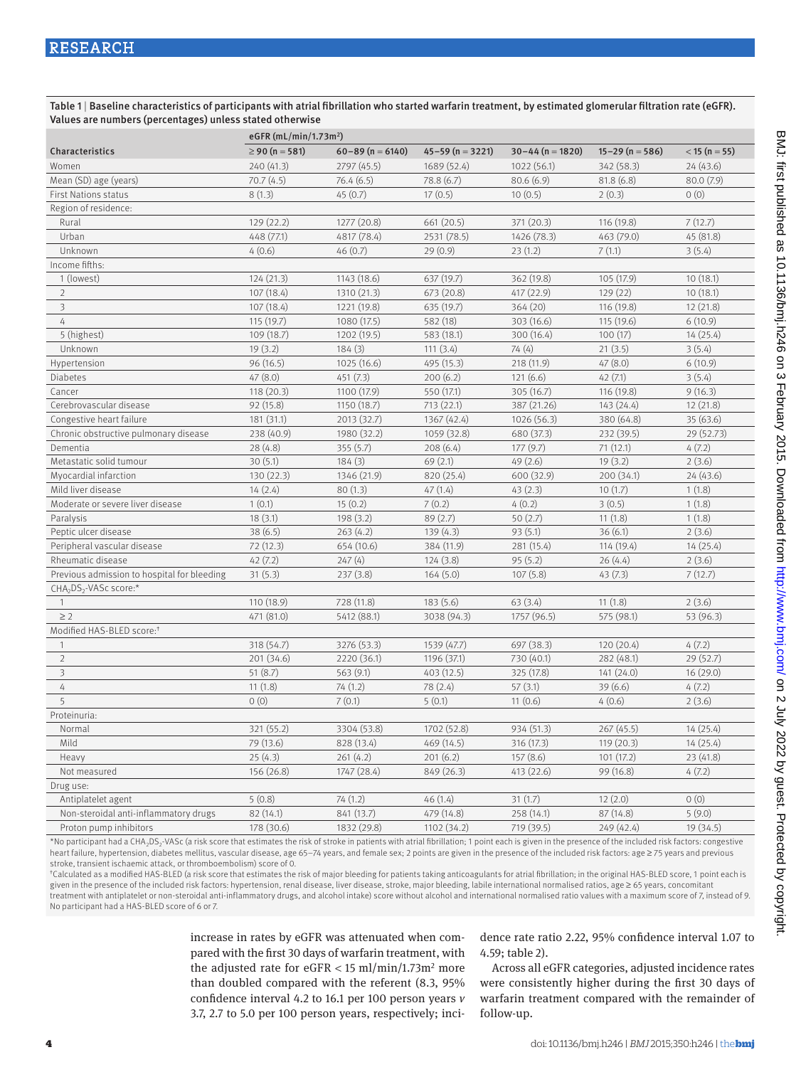**Table 1 | Baseline characteristics of participants with atrial fibrillation who started warfarin treatment, by estimated glomerular filtration rate (eGFR). Values are numbers (percentages) unless stated otherwise**

| | eGFR (mL/min/1.73m²) | | | | | |
|---|---|---|---|---|---|---|
| **Characteristics** | **≥ 90 (n = 581)** | **60–89 (n = 6140)** | **45–59 (n = 3221)** | **30–44 (n = 1820)** | **15–29 (n = 586)** | **< 15 (n = 55)** |
| Women | 240 (41.3) | 2797 (45.5) | 1689 (52.4) | 1022 (56.1) | 342 (58.3) | 24 (43.6) |
| Mean (SD) age (years) | 70.7 (4.5) | 76.4 (6.5) | 78.8 (6.7) | 80.6 (6.9) | 81.8 (6.8) | 80.0 (7.9) |
| First Nations status | 8 (1.3) | 45 (0.7) | 17 (0.5) | 10 (0.5) | 2 (0.3) | 0 (0) |
| Region of residence: | | | | | | |
| Rural | 129 (22.2) | 1277 (20.8) | 661 (20.5) | 371 (20.3) | 116 (19.8) | 7 (12.7) |
| Urban | 448 (77.1) | 4817 (78.4) | 2531 (78.5) | 1426 (78.3) | 463 (79.0) | 45 (81.8) |
| Unknown | 4 (0.6) | 46 (0.7) | 29 (0.9) | 23 (1.2) | 7 (1.1) | 3 (5.4) |
| Income fifths: | | | | | | |
| 1 (lowest) | 124 (21.3) | 1143 (18.6) | 637 (19.7) | 362 (19.8) | 105 (17.9) | 10 (18.1) |
| 2 | 107 (18.4) | 1310 (21.3) | 673 (20.8) | 417 (22.9) | 129 (22) | 10 (18.1) |
| 3 | 107 (18.4) | 1221 (19.8) | 635 (19.7) | 364 (20) | 116 (19.8) | 12 (21.8) |
| 4 | 115 (19.7) | 1080 (17.5) | 582 (18) | 303 (16.6) | 115 (19.6) | 6 (10.9) |
| 5 (highest) | 109 (18.7) | 1202 (19.5) | 583 (18.1) | 300 (16.4) | 100 (17) | 14 (25.4) |
| Unknown | 19 (3.2) | 184 (3) | 111 (3.4) | 74 (4) | 21 (3.5) | 3 (5.4) |
| Hypertension | 96 (16.5) | 1025 (16.6) | 495 (15.3) | 218 (11.9) | 47 (8.0) | 6 (10.9) |
| Diabetes | 47 (8.0) | 451 (7.3) | 200 (6.2) | 121 (6.6) | 42 (7.1) | 3 (5.4) |
| Cancer | 118 (20.3) | 1100 (17.9) | 550 (17.1) | 305 (16.7) | 116 (19.8) | 9 (16.3) |
| Cerebrovascular disease | 92 (15.8) | 1150 (18.7) | 713 (22.1) | 387 (21.26) | 143 (24.4) | 12 (21.8) |
| Congestive heart failure | 181 (31.1) | 2013 (32.7) | 1367 (42.4) | 1026 (56.3) | 380 (64.8) | 35 (63.6) |
| Chronic obstructive pulmonary disease | 238 (40.9) | 1980 (32.2) | 1059 (32.8) | 680 (37.3) | 232 (39.5) | 29 (52.73) |
| Dementia | 28 (4.8) | 355 (5.7) | 208 (6.4) | 177 (9.7) | 71 (12.1) | 4 (7.2) |
| Metastatic solid tumour | 30 (5.1) | 184 (3) | 69 (2.1) | 49 (2.6) | 19 (3.2) | 2 (3.6) |
| Myocardial infarction | 130 (22.3) | 1346 (21.9) | 820 (25.4) | 600 (32.9) | 200 (34.1) | 24 (43.6) |
| Mild liver disease | 14 (2.4) | 80 (1.3) | 47 (1.4) | 43 (2.3) | 10 (1.7) | 1 (1.8) |
| Moderate or severe liver disease | 1 (0.1) | 15 (0.2) | 7 (0.2) | 4 (0.2) | 3 (0.5) | 1 (1.8) |
| Paralysis | 18 (3.1) | 198 (3.2) | 89 (2.7) | 50 (2.7) | 11 (1.8) | 1 (1.8) |
| Peptic ulcer disease | 38 (6.5) | 263 (4.2) | 139 (4.3) | 93 (5.1) | 36 (6.1) | 2 (3.6) |
| Peripheral vascular disease | 72 (12.3) | 654 (10.6) | 384 (11.9) | 281 (15.4) | 114 (19.4) | 14 (25.4) |
| Rheumatic disease | 42 (7.2) | 247 (4) | 124 (3.8) | 95 (5.2) | 26 (4.4) | 2 (3.6) |
| Previous admission to hospital for bleeding | 31 (5.3) | 237 (3.8) | 164 (5.0) | 107 (5.8) | 43 (7.3) | 7 (12.7) |
| $CHA_2DS_2$-VASc score:* | | | | | | |
| 1 | 110 (18.9) | 728 (11.8) | 183 (5.6) | 63 (3.4) | 11 (1.8) | 2 (3.6) |
| ≥ 2 | 471 (81.0) | 5412 (88.1) | 3038 (94.3) | 1757 (96.5) | 575 (98.1) | 53 (96.3) |
| Modified HAS-BLED score:† | | | | | | |
| 1 | 318 (54.7) | 3276 (53.3) | 1539 (47.7) | 697 (38.3) | 120 (20.4) | 4 (7.2) |
| 2 | 201 (34.6) | 2220 (36.1) | 1196 (37.1) | 730 (40.1) | 282 (48.1) | 29 (52.7) |
| 3 | 51 (8.7) | 563 (9.1) | 403 (12.5) | 325 (17.8) | 141 (24.0) | 16 (29.0) |
| 4 | 11 (1.8) | 74 (1.2) | 78 (2.4) | 57 (3.1) | 39 (6.6) | 4 (7.2) |
| 5 | 0 (0) | 7 (0.1) | 5 (0.1) | 11 (0.6) | 4 (0.6) | 2 (3.6) |
| Proteinuria: | | | | | | |
| Normal | 321 (55.2) | 3304 (53.8) | 1702 (52.8) | 934 (51.3) | 267 (45.5) | 14 (25.4) |
| Mild | 79 (13.6) | 828 (13.4) | 469 (14.5) | 316 (17.3) | 119 (20.3) | 14 (25.4) |
| Heavy | 25 (4.3) | 261 (4.2) | 201 (6.2) | 157 (8.6) | 101 (17.2) | 23 (41.8) |
| Not measured | 156 (26.8) | 1747 (28.4) | 849 (26.3) | 413 (22.6) | 99 (16.8) | 4 (7.2) |
| Drug use: | | | | | | |
| Antiplatelet agent | 5 (0.8) | 74 (1.2) | 46 (1.4) | 31 (1.7) | 12 (2.0) | 0 (0) |
| Non-steroidal anti-inflammatory drugs | 82 (14.1) | 841 (13.7) | 479 (14.8) | 258 (14.1) | 87 (14.8) | 5 (9.0) |
| Proton pump inhibitors | 178 (30.6) | 1832 (29.8) | 1102 (34.2) | 719 (39.5) | 249 (42.4) | 19 (34.5) |

*No participant had a $CHA_2DS_2$-VASc (a risk score that estimates the risk of stroke in patients with atrial fibrillation; 1 point each is given in the presence of the included risk factors: congestive heart failure, hypertension, diabetes mellitus, vascular disease, age 65–74 years, and female sex; 2 points are given in the presence of the included risk factors: age ≥ 75 years and previous stroke, transient ischaemic attack, or thromboembolism) score of 0.

†Calculated as a modified HAS-BLED (a risk score that estimates the risk of major bleeding for patients taking anticoagulants for atrial fibrillation; in the original HAS-BLED score, 1 point each is given in the presence of the included risk factors: hypertension, renal disease, liver disease, stroke, major bleeding, labile international normalised ratios, age ≥ 65 years, concomitant treatment with antiplatelet or non-steroidal anti-inflammatory drugs, and alcohol intake) score without alcohol and international normalised ratio values with a maximum score of 7, instead of 9. No participant had a HAS-BLED score of 6 or 7.

increase in rates by eGFR was attenuated when compared with the first 30 days of warfarin treatment, with the adjusted rate for eGFR < 15 ml/min/1.73m² more than doubled compared with the referent (8.3, 95% confidence interval 4.2 to 16.1 per 100 person years *v* 3.7, 2.7 to 5.0 per 100 person years, respectively; incidence rate ratio 2.22, 95% confidence interval 1.07 to 4.59; table 2).

Across all eGFR categories, adjusted incidence rates were consistently higher during the first 30 days of warfarin treatment compared with the remainder of follow-up.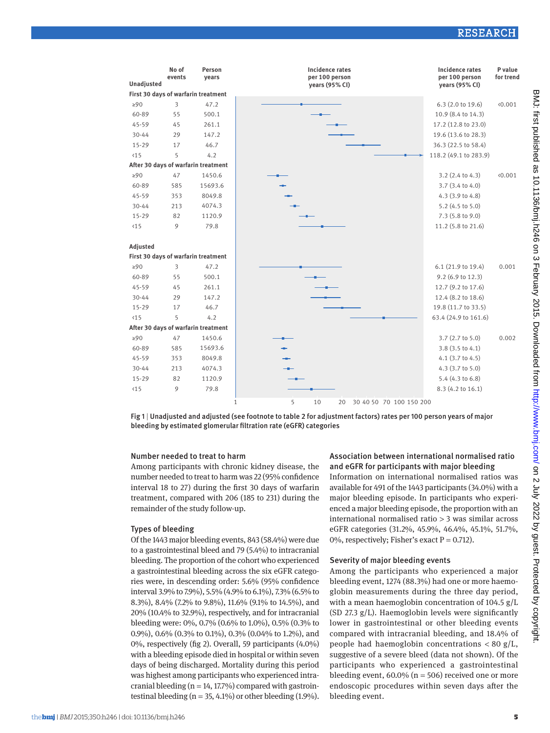| Unadjusted | No of events | Person years | Incidence rates per 100 person years (95% CI) | P value for trend |
|---|---|---|---|---|
| **First 30 days of warfarin treatment** | | | | |
| ≥90 | 3 | 47.2 | 6.3 (2.0 to 19.6) | <0.001 |
| 60-89 | 55 | 500.1 | 10.9 (8.4 to 14.3) | |
| 45-59 | 45 | 261.1 | 17.2 (12.8 to 23.0) | |
| 30-44 | 29 | 147.2 | 19.6 (13.6 to 28.3) | |
| 15-29 | 17 | 46.7 | 36.3 (22.5 to 58.4) | |
| <15 | 5 | 4.2 | 118.2 (49.1 to 283.9) | |
| **After 30 days of warfarin treatment** | | | | |
| ≥90 | 47 | 1450.6 | 3.2 (2.4 to 4.3) | <0.001 |
| 60-89 | 585 | 15693.6 | 3.7 (3.4 to 4.0) | |
| 45-59 | 353 | 8049.8 | 4.3 (3.9 to 4.8) | |
| 30-44 | 213 | 4074.3 | 5.2 (4.5 to 5.0) | |
| 15-29 | 82 | 1120.9 | 7.3 (5.8 to 9.0) | |
| <15 | 9 | 79.8 | 11.2 (5.8 to 21.6) | |
| **Adjusted** | | | | |
| **First 30 days of warfarin treatment** | | | | |
| ≥90 | 3 | 47.2 | 6.1 (21.9 to 19.4) | 0.001 |
| 60-89 | 55 | 500.1 | 9.2 (6.9 to 12.3) | |
| 45-59 | 45 | 261.1 | 12.7 (9.2 to 17.6) | |
| 30-44 | 29 | 147.2 | 12.4 (8.2 to 18.6) | |
| 15-29 | 17 | 46.7 | 19.8 (11.7 to 33.5) | |
| <15 | 5 | 4.2 | 63.4 (24.9 to 161.6) | |
| **After 30 days of warfarin treatment** | | | | |
| ≥90 | 47 | 1450.6 | 3.7 (2.7 to 5.0) | 0.002 |
| 60-89 | 585 | 15693.6 | 3.8 (3.5 to 4.1) | |
| 45-59 | 353 | 8049.8 | 4.1 (3.7 to 4.5) | |
| 30-44 | 213 | 4074.3 | 4.3 (3.7 to 5.0) | |
| 15-29 | 82 | 1120.9 | 5.4 (4.3 to 6.8) | |
| <15 | 9 | 79.8 | 8.3 (4.2 to 16.1) | |

Fig 1 | Unadjusted and adjusted (see footnote to table 2 for adjustment factors) rates per 100 person years of major bleeding by estimated glomerular filtration rate (eGFR) categories

### Number needed to treat to harm

Among participants with chronic kidney disease, the number needed to treat to harm was 22 (95% confidence interval 18 to 27) during the first 30 days of warfarin treatment, compared with 206 (185 to 231) during the remainder of the study follow-up.

### Types of bleeding

Of the 1443 major bleeding events, 843 (58.4%) were due to a gastrointestinal bleed and 79 (5.4%) to intracranial bleeding. The proportion of the cohort who experienced a gastrointestinal bleeding across the six eGFR categories were, in descending order: 5.6% (95% confidence interval 3.9% to 7.9%), 5.5% (4.9% to 6.1%), 7.3% (6.5% to 8.3%), 8.4% (7.2% to 9.8%), 11.6% (9.1% to 14.5%), and 20% (10.4% to 32.9%), respectively, and for intracranial bleeding were: 0%, 0.7% (0.6% to 1.0%), 0.5% (0.3% to 0.9%), 0.6% (0.3% to 0.1%), 0.3% (0.04% to 1.2%), and 0%, respectively (fig 2). Overall, 59 participants (4.0%) with a bleeding episode died in hospital or within seven days of being discharged. Mortality during this period was highest among participants who experienced intracranial bleeding (n = 14, 17.7%) compared with gastrointestinal bleeding (n = 35, 4.1%) or other bleeding (1.9%).

### Association between international normalised ratio and eGFR for participants with major bleeding

Information on international normalised ratios was available for 491 of the 1443 participants (34.0%) with a major bleeding episode. In participants who experienced a major bleeding episode, the proportion with an international normalised ratio > 3 was similar across eGFR categories (31.2%, 45.9%, 46.4%, 45.1%, 51.7%, 0%, respectively; Fisher's exact P = 0.712).

### Severity of major bleeding events

Among the participants who experienced a major bleeding event, 1274 (88.3%) had one or more haemoglobin measurements during the three day period, with a mean haemoglobin concentration of 104.5 g/L (SD 27.3 g/L). Haemoglobin levels were significantly lower in gastrointestinal or other bleeding events compared with intracranial bleeding, and 18.4% of people had haemoglobin concentrations < 80 g/L, suggestive of a severe bleed (data not shown). Of the participants who experienced a gastrointestinal bleeding event, 60.0% (n = 506) received one or more endoscopic procedures within seven days after the bleeding event.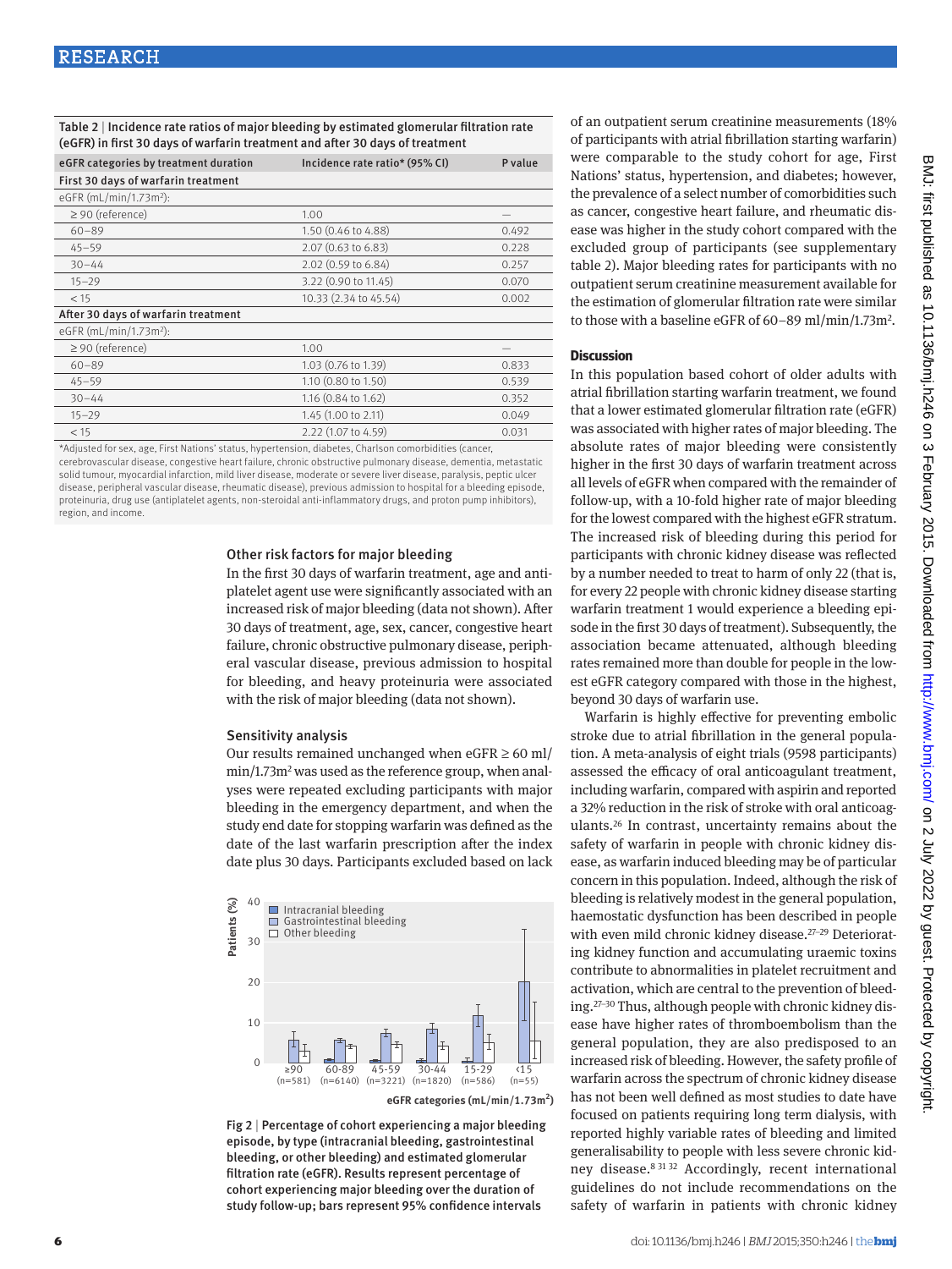Table 2 | Incidence rate ratios of major bleeding by estimated glomerular filtration rate (eGFR) in first 30 days of warfarin treatment and after 30 days of treatment

| eGFR categories by treatment duration | Incidence rate ratio* (95% CI) | P value |
|---|---|---|
| **First 30 days of warfarin treatment** | | |
| eGFR (mL/min/1.73m²): | | |
| ≥ 90 (reference) | 1.00 | — |
| 60−89 | 1.50 (0.46 to 4.88) | 0.492 |
| 45−59 | 2.07 (0.63 to 6.83) | 0.228 |
| 30−44 | 2.02 (0.59 to 6.84) | 0.257 |
| 15−29 | 3.22 (0.90 to 11.45) | 0.070 |
| < 15 | 10.33 (2.34 to 45.54) | 0.002 |
| **After 30 days of warfarin treatment** | | |
| eGFR (mL/min/1.73m²): | | |
| ≥ 90 (reference) | 1.00 | — |
| 60−89 | 1.03 (0.76 to 1.39) | 0.833 |
| 45−59 | 1.10 (0.80 to 1.50) | 0.539 |
| 30−44 | 1.16 (0.84 to 1.62) | 0.352 |
| 15−29 | 1.45 (1.00 to 2.11) | 0.049 |
| < 15 | 2.22 (1.07 to 4.59) | 0.031 |

*Adjusted for sex, age, First Nations' status, hypertension, diabetes, Charlson comorbidities (cancer, cerebrovascular disease, congestive heart failure, chronic obstructive pulmonary disease, dementia, metastatic solid tumour, myocardial infarction, mild liver disease, moderate or severe liver disease, paralysis, peptic ulcer disease, peripheral vascular disease, rheumatic disease), previous admission to hospital for a bleeding episode, proteinuria, drug use (antiplatelet agents, non-steroidal anti-inflammatory drugs, and proton pump inhibitors), region, and income.

### Other risk factors for major bleeding

In the first 30 days of warfarin treatment, age and antiplatelet agent use were significantly associated with an increased risk of major bleeding (data not shown). After 30 days of treatment, age, sex, cancer, congestive heart failure, chronic obstructive pulmonary disease, peripheral vascular disease, previous admission to hospital for bleeding, and heavy proteinuria were associated with the risk of major bleeding (data not shown).

### Sensitivity analysis

Our results remained unchanged when eGFR ≥ 60 ml/min/1.73m² was used as the reference group, when analyses were repeated excluding participants with major bleeding in the emergency department, and when the study end date for stopping warfarin was defined as the date of the last warfarin prescription after the index date plus 30 days. Participants excluded based on lack of an outpatient serum creatinine measurements (18% of participants with atrial fibrillation starting warfarin) were comparable to the study cohort for age, First Nations' status, hypertension, and diabetes; however, the prevalence of a select number of comorbidities such as cancer, congestive heart failure, and rheumatic disease was higher in the study cohort compared with the excluded group of participants (see supplementary table 2). Major bleeding rates for participants with no outpatient serum creatinine measurement available for the estimation of glomerular filtration rate were similar to those with a baseline eGFR of 60–89 ml/min/1.73m².

Fig 2 | Percentage of cohort experiencing a major bleeding episode, by type (intracranial bleeding, gastrointestinal bleeding, or other bleeding) and estimated glomerular filtration rate (eGFR). Results represent percentage of cohort experiencing major bleeding over the duration of study follow-up; bars represent 95% confidence intervals

## Discussion

In this population based cohort of older adults with atrial fibrillation starting warfarin treatment, we found that a lower estimated glomerular filtration rate (eGFR) was associated with higher rates of major bleeding. The absolute rates of major bleeding were consistently higher in the first 30 days of warfarin treatment across all levels of eGFR when compared with the remainder of follow-up, with a 10-fold higher rate of major bleeding for the lowest compared with the highest eGFR stratum. The increased risk of bleeding during this period for participants with chronic kidney disease was reflected by a number needed to treat to harm of only 22 (that is, for every 22 people with chronic kidney disease starting warfarin treatment 1 would experience a bleeding episode in the first 30 days of treatment). Subsequently, the association became attenuated, although bleeding rates remained more than double for people in the lowest eGFR category compared with those in the highest, beyond 30 days of warfarin use.

Warfarin is highly effective for preventing embolic stroke due to atrial fibrillation in the general population. A meta-analysis of eight trials (9598 participants) assessed the efficacy of oral anticoagulant treatment, including warfarin, compared with aspirin and reported a 32% reduction in the risk of stroke with oral anticoagulants.[26] In contrast, uncertainty remains about the safety of warfarin in people with chronic kidney disease, as warfarin induced bleeding may be of particular concern in this population. Indeed, although the risk of bleeding is relatively modest in the general population, haemostatic dysfunction has been described in people with even mild chronic kidney disease.[27-29] Deteriorating kidney function and accumulating uraemic toxins contribute to abnormalities in platelet recruitment and activation, which are central to the prevention of bleeding.[27-30] Thus, although people with chronic kidney disease have higher rates of thromboembolism than the general population, they are also predisposed to an increased risk of bleeding. However, the safety profile of warfarin across the spectrum of chronic kidney disease has not been well defined as most studies to date have focused on patients requiring long term dialysis, with reported highly variable rates of bleeding and limited generalisability to people with less severe chronic kidney disease.[8 31 32] Accordingly, recent international guidelines do not include recommendations on the safety of warfarin in patients with chronic kidney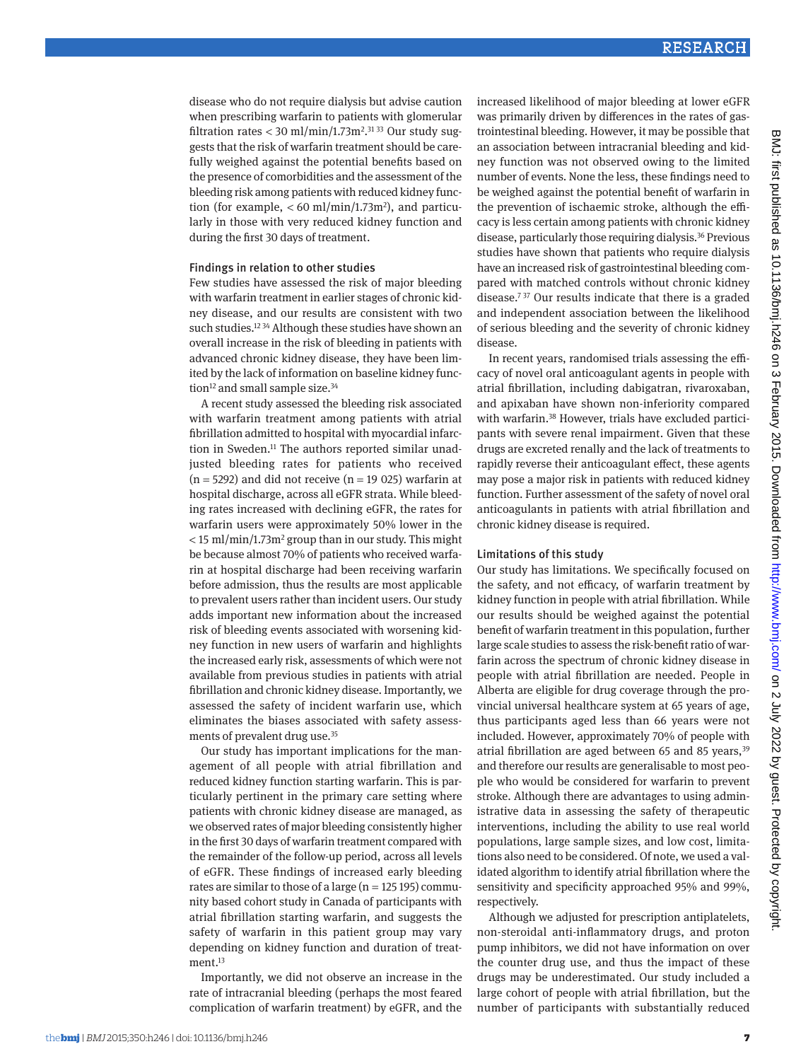disease who do not require dialysis but advise caution when prescribing warfarin to patients with glomerular filtration rates < 30 ml/min/1.73m$^2$.[31 33] Our study suggests that the risk of warfarin treatment should be carefully weighed against the potential benefits based on the presence of comorbidities and the assessment of the bleeding risk among patients with reduced kidney function (for example, < 60 ml/min/1.73m$^2$), and particularly in those with very reduced kidney function and during the first 30 days of treatment.

## Findings in relation to other studies

Few studies have assessed the risk of major bleeding with warfarin treatment in earlier stages of chronic kidney disease, and our results are consistent with two such studies.[12 34] Although these studies have shown an overall increase in the risk of bleeding in patients with advanced chronic kidney disease, they have been limited by the lack of information on baseline kidney function[12] and small sample size.[34]

A recent study assessed the bleeding risk associated with warfarin treatment among patients with atrial fibrillation admitted to hospital with myocardial infarction in Sweden.[11] The authors reported similar unadjusted bleeding rates for patients who received (n = 5292) and did not receive (n = 19 025) warfarin at hospital discharge, across all eGFR strata. While bleeding rates increased with declining eGFR, the rates for warfarin users were approximately 50% lower in the < 15 ml/min/1.73m$^2$ group than in our study. This might be because almost 70% of patients who received warfarin at hospital discharge had been receiving warfarin before admission, thus the results are most applicable to prevalent users rather than incident users. Our study adds important new information about the increased risk of bleeding events associated with worsening kidney function in new users of warfarin and highlights the increased early risk, assessments of which were not available from previous studies in patients with atrial fibrillation and chronic kidney disease. Importantly, we assessed the safety of incident warfarin use, which eliminates the biases associated with safety assessments of prevalent drug use.[35]

Our study has important implications for the management of all people with atrial fibrillation and reduced kidney function starting warfarin. This is particularly pertinent in the primary care setting where patients with chronic kidney disease are managed, as we observed rates of major bleeding consistently higher in the first 30 days of warfarin treatment compared with the remainder of the follow-up period, across all levels of eGFR. These findings of increased early bleeding rates are similar to those of a large (n = 125 195) community based cohort study in Canada of participants with atrial fibrillation starting warfarin, and suggests the safety of warfarin in this patient group may vary depending on kidney function and duration of treatment.[13]

Importantly, we did not observe an increase in the rate of intracranial bleeding (perhaps the most feared complication of warfarin treatment) by eGFR, and the increased likelihood of major bleeding at lower eGFR was primarily driven by differences in the rates of gastrointestinal bleeding. However, it may be possible that an association between intracranial bleeding and kidney function was not observed owing to the limited number of events. None the less, these findings need to be weighed against the potential benefit of warfarin in the prevention of ischaemic stroke, although the efficacy is less certain among patients with chronic kidney disease, particularly those requiring dialysis.[36] Previous studies have shown that patients who require dialysis have an increased risk of gastrointestinal bleeding compared with matched controls without chronic kidney disease.[7 37] Our results indicate that there is a graded and independent association between the likelihood of serious bleeding and the severity of chronic kidney disease.

In recent years, randomised trials assessing the efficacy of novel oral anticoagulant agents in people with atrial fibrillation, including dabigatran, rivaroxaban, and apixaban have shown non-inferiority compared with warfarin.[38] However, trials have excluded participants with severe renal impairment. Given that these drugs are excreted renally and the lack of treatments to rapidly reverse their anticoagulant effect, these agents may pose a major risk in patients with reduced kidney function. Further assessment of the safety of novel oral anticoagulants in patients with atrial fibrillation and chronic kidney disease is required.

## Limitations of this study

Our study has limitations. We specifically focused on the safety, and not efficacy, of warfarin treatment by kidney function in people with atrial fibrillation. While our results should be weighed against the potential benefit of warfarin treatment in this population, further large scale studies to assess the risk-benefit ratio of warfarin across the spectrum of chronic kidney disease in people with atrial fibrillation are needed. People in Alberta are eligible for drug coverage through the provincial universal healthcare system at 65 years of age, thus participants aged less than 66 years were not included. However, approximately 70% of people with atrial fibrillation are aged between 65 and 85 years,[39] and therefore our results are generalisable to most people who would be considered for warfarin to prevent stroke. Although there are advantages to using administrative data in assessing the safety of therapeutic interventions, including the ability to use real world populations, large sample sizes, and low cost, limitations also need to be considered. Of note, we used a validated algorithm to identify atrial fibrillation where the sensitivity and specificity approached 95% and 99%, respectively.

Although we adjusted for prescription antiplatelets, non-steroidal anti-inflammatory drugs, and proton pump inhibitors, we did not have information on over the counter drug use, and thus the impact of these drugs may be underestimated. Our study included a large cohort of people with atrial fibrillation, but the number of participants with substantially reduced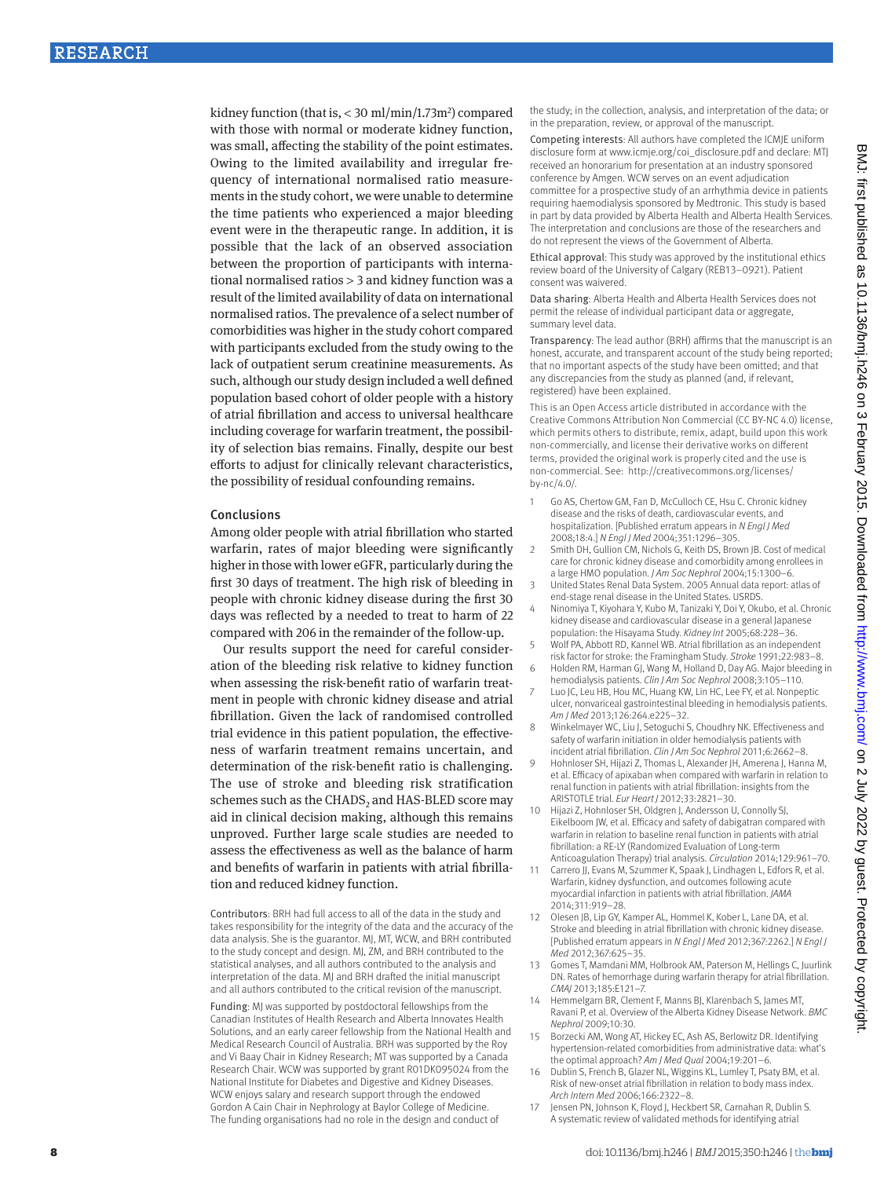kidney function (that is, < 30 ml/min/1.73m$^2$) compared with those with normal or moderate kidney function, was small, affecting the stability of the point estimates. Owing to the limited availability and irregular frequency of international normalised ratio measurements in the study cohort, we were unable to determine the time patients who experienced a major bleeding event were in the therapeutic range. In addition, it is possible that the lack of an observed association between the proportion of participants with international normalised ratios > 3 and kidney function was a result of the limited availability of data on international normalised ratios. The prevalence of a select number of comorbidities was higher in the study cohort compared with participants excluded from the study owing to the lack of outpatient serum creatinine measurements. As such, although our study design included a well defined population based cohort of older people with a history of atrial fibrillation and access to universal healthcare including coverage for warfarin treatment, the possibility of selection bias remains. Finally, despite our best efforts to adjust for clinically relevant characteristics, the possibility of residual confounding remains.

## Conclusions

Among older people with atrial fibrillation who started warfarin, rates of major bleeding were significantly higher in those with lower eGFR, particularly during the first 30 days of treatment. The high risk of bleeding in people with chronic kidney disease during the first 30 days was reflected by a needed to treat to harm of 22 compared with 206 in the remainder of the follow-up.

Our results support the need for careful consideration of the bleeding risk relative to kidney function when assessing the risk-benefit ratio of warfarin treatment in people with chronic kidney disease and atrial fibrillation. Given the lack of randomised controlled trial evidence in this patient population, the effectiveness of warfarin treatment remains uncertain, and determination of the risk-benefit ratio is challenging. The use of stroke and bleeding risk stratification schemes such as the $CHADS_2$ and HAS-BLED score may aid in clinical decision making, although this remains unproved. Further large scale studies are needed to assess the effectiveness as well as the balance of harm and benefits of warfarin in patients with atrial fibrillation and reduced kidney function.

Contributors: BRH had full access to all of the data in the study and takes responsibility for the integrity of the data and the accuracy of the data analysis. She is the guarantor. MJ, MT, WCW, and BRH contributed to the study concept and design. MJ, ZM, and BRH contributed to the statistical analyses, and all authors contributed to the analysis and interpretation of the data. MJ and BRH drafted the initial manuscript and all authors contributed to the critical revision of the manuscript.

Funding: MJ was supported by postdoctoral fellowships from the Canadian Institutes of Health Research and Alberta Innovates Health Solutions, and an early career fellowship from the National Health and Medical Research Council of Australia. BRH was supported by the Roy and Vi Baay Chair in Kidney Research; MT was supported by a Canada Research Chair. WCW was supported by grant R01DK095024 from the National Institute for Diabetes and Digestive and Kidney Diseases. WCW enjoys salary and research support through the endowed Gordon A Cain Chair in Nephrology at Baylor College of Medicine. The funding organisations had no role in the design and conduct of the study; in the collection, analysis, and interpretation of the data; or in the preparation, review, or approval of the manuscript.

Competing interests: All authors have completed the ICMJE uniform disclosure form at www.icmje.org/coi_disclosure.pdf and declare: MTJ received an honorarium for presentation at an industry sponsored conference by Amgen. WCW serves on an event adjudication committee for a prospective study of an arrhythmia device in patients requiring haemodialysis sponsored by Medtronic. This study is based in part by data provided by Alberta Health and Alberta Health Services. The interpretation and conclusions are those of the researchers and do not represent the views of the Government of Alberta.

Ethical approval: This study was approved by the institutional ethics review board of the University of Calgary (REB13–0921). Patient consent was waivered.

Data sharing: Alberta Health and Alberta Health Services does not permit the release of individual participant data or aggregate, summary level data.

Transparency: The lead author (BRH) affirms that the manuscript is an honest, accurate, and transparent account of the study being reported; that no important aspects of the study have been omitted; and that any discrepancies from the study as planned (and, if relevant, registered) have been explained.

This is an Open Access article distributed in accordance with the Creative Commons Attribution Non Commercial (CC BY-NC 4.0) license, which permits others to distribute, remix, adapt, build upon this work non-commercially, and license their derivative works on different terms, provided the original work is properly cited and the use is non-commercial. See: http://creativecommons.org/licenses/by-nc/4.0/.

1. Go AS, Chertow GM, Fan D, McCulloch CE, Hsu C. Chronic kidney disease and the risks of death, cardiovascular events, and hospitalization. [Published erratum appears in *N Engl J Med* 2008;18:4.] *N Engl J Med* 2004;351:1296–305.
2. Smith DH, Gullion CM, Nichols G, Keith DS, Brown JB. Cost of medical care for chronic kidney disease and comorbidity among enrollees in a large HMO population. *J Am Soc Nephrol* 2004;15:1300–6.
3. United States Renal Data System. 2005 Annual data report: atlas of end-stage renal disease in the United States. USRDS.
4. Ninomiya T, Kiyohara Y, Kubo M, Tanizaki Y, Doi Y, Okubo, et al. Chronic kidney disease and cardiovascular disease in a general Japanese population: the Hisayama Study. *Kidney Int* 2005;68:228–36.
5. Wolf PA, Abbott RD, Kannel WB. Atrial fibrillation as an independent risk factor for stroke: the Framingham Study. *Stroke* 1991;22:983–8.
6. Holden RM, Harman GJ, Wang M, Holland D, Day AG. Major bleeding in hemodialysis patients. *Clin J Am Soc Nephrol* 2008;3:105–110.
7. Luo JC, Leu HB, Hou MC, Huang KW, Lin HC, Lee FY, et al. Nonpeptic ulcer, nonvariceal gastrointestinal bleeding in hemodialysis patients. *Am J Med* 2013;126:264.e225–32.
8. Winkelmayer WC, Liu J, Setoguchi S, Choudhry NK. Effectiveness and safety of warfarin initiation in older hemodialysis patients with incident atrial fibrillation. *Clin J Am Soc Nephrol* 2011;6:2662–8.
9. Hohnloser SH, Hijazi Z, Thomas L, Alexander JH, Amerena J, Hanna M, et al. Efficacy of apixaban when compared with warfarin in relation to renal function in patients with atrial fibrillation: insights from the ARISTOTLE trial. *Eur Heart J* 2012;33:2821–30.
10. Hijazi Z, Hohnloser SH, Oldgren J, Andersson U, Connolly SJ, Eikelboom JW, et al. Efficacy and safety of dabigatran compared with warfarin in relation to baseline renal function in patients with atrial fibrillation: a RE-LY (Randomized Evaluation of Long-term Anticoagulation Therapy) trial analysis. *Circulation* 2014;129:961–70.
11. Carrero JJ, Evans M, Szummer K, Spaak J, Lindhagen L, Edfors R, et al. Warfarin, kidney dysfunction, and outcomes following acute myocardial infarction in patients with atrial fibrillation. *JAMA* 2014;311:919–28.
12. Olesen JB, Lip GY, Kamper AL, Hommel K, Kober L, Lane DA, et al. Stroke and bleeding in atrial fibrillation with chronic kidney disease. [Published erratum appears in *N Engl J Med* 2012;367:2262.] *N Engl J Med* 2012;367:625–35.
13. Gomes T, Mamdani MM, Holbrook AM, Paterson M, Hellings C, Juurlink DN. Rates of hemorrhage during warfarin therapy for atrial fibrillation. *CMAJ* 2013;185:E121–7.
14. Hemmelgarn BR, Clement F, Manns BJ, Klarenbach S, James MT, Ravani P, et al. Overview of the Alberta Kidney Disease Network. *BMC Nephrol* 2009;10:30.
15. Borzecki AM, Wong AT, Hickey EC, Ash AS, Berlowitz DR. Identifying hypertension-related comorbidities from administrative data: what's the optimal approach? *Am J Med Qual* 2004;19:201–6.
16. Dublin S, French B, Glazer NL, Wiggins KL, Lumley T, Psaty BM, et al. Risk of new-onset atrial fibrillation in relation to body mass index. *Arch Intern Med* 2006;166:2322–8.
17. Jensen PN, Johnson K, Floyd J, Heckbert SR, Carnahan R, Dublin S. A systematic review of validated methods for identifying atrial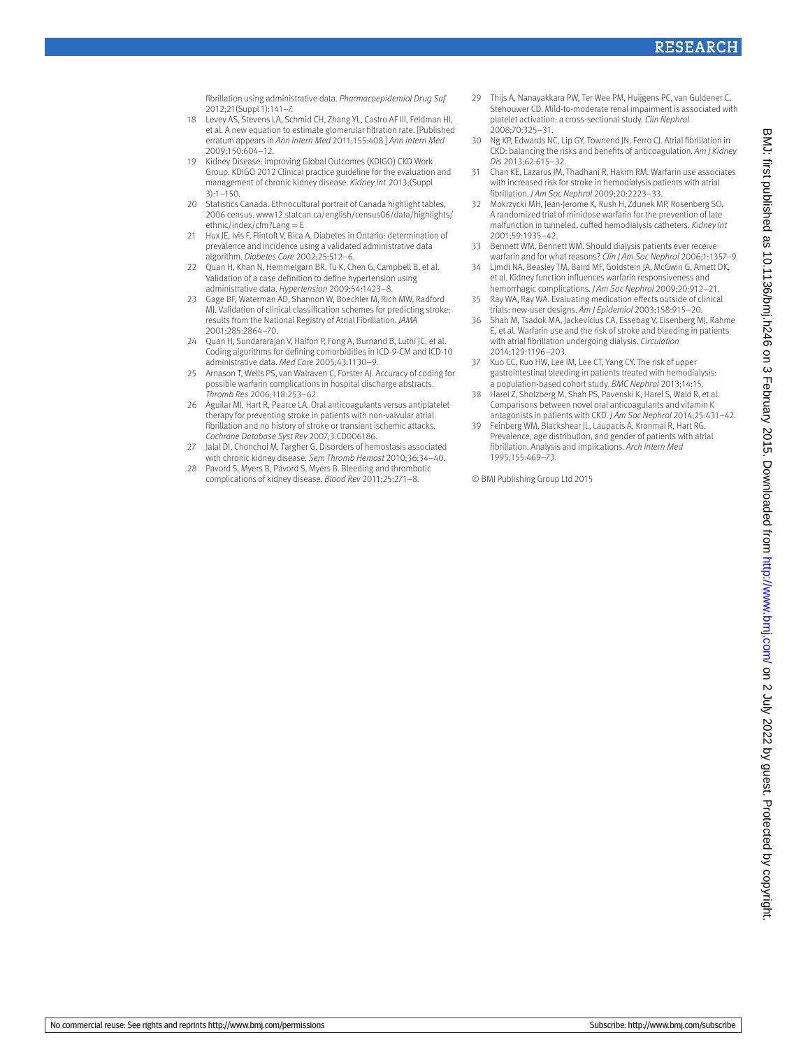fibrillation using administrative data. *Pharmacoepidemiol Drug Saf* 2012;21(Suppl 1):141–7.

18 Levey AS, Stevens LA, Schmid CH, Zhang YL, Castro AF III, Feldman HI, et al. A new equation to estimate glomerular filtration rate. [Published erratum appears in *Ann Intern Med* 2011;155:408.] *Ann Intern Med* 2009;150:604–12.

19 Kidney Disease: Improving Global Outcomes (KDIGO) CKD Work Group. KDIGO 2012 Clinical practice guideline for the evaluation and management of chronic kidney disease. *Kidney Int* 2013;(Suppl 3):1–150.

20 Statistics Canada. Ethnocultural portrait of Canada highlight tables, 2006 census. www12.statcan.ca/english/census06/data/highlights/ethnic/index/cfm?Lang = E

21 Hux JE, Ivis F, Flintoft V, Bica A. Diabetes in Ontario: determination of prevalence and incidence using a validated administrative data algorithm. *Diabetes Care* 2002;25:512–6.

22 Quan H, Khan N, Hemmelgarn BR, Tu K, Chen G, Campbell B, et al. Validation of a case definition to define hypertension using administrative data. *Hypertension* 2009;54:1423–8.

23 Gage BF, Waterman AD, Shannon W, Boechler M, Rich MW, Radford MJ. Validation of clinical classification schemes for predicting stroke: results from the National Registry of Atrial Fibrillation. *JAMA* 2001;285:2864–70.

24 Quan H, Sundararajan V, Halfon P, Fong A, Burnand B, Luthi JC, et al. Coding algorithms for defining comorbidities in ICD-9-CM and ICD-10 administrative data. *Med Care* 2005;43:1130–9.

25 Arnason T, Wells PS, van Walraven C, Forster AJ. Accuracy of coding for possible warfarin complications in hospital discharge abstracts. *Thromb Res* 2006;118:253–62.

26 Aguilar MI, Hart R, Pearce LA. Oral anticoagulants versus antiplatelet therapy for preventing stroke in patients with non-valvular atrial fibrillation and no history of stroke or transient ischemic attacks. *Cochrane Database Syst Rev* 2007;3:CD006186.

27 Jalal DI, Chonchol M, Targher G. Disorders of hemostasis associated with chronic kidney disease. *Sem Thromb Hemost* 2010;36:34–40.

28 Pavord S, Myers B, Pavord S, Myers B. Bleeding and thrombotic complications of kidney disease. *Blood Rev* 2011;25:271–8.

29 Thijs A, Nanayakkara PW, Ter Wee PM, Huijgens PC, van Guldener C, Stehouwer CD. Mild-to-moderate renal impairment is associated with platelet activation: a cross-sectional study. *Clin Nephrol* 2008;70:325–31.

30 Ng KP, Edwards NC, Lip GY, Townend JN, Ferro CJ. Atrial fibrillation in CKD: balancing the risks and benefits of anticoagulation. *Am J Kidney Dis* 2013;62:615–32.

31 Chan KE, Lazarus JM, Thadhani R, Hakim RM. Warfarin use associates with increased risk for stroke in hemodialysis patients with atrial fibrillation. *J Am Soc Nephrol* 2009;20:2223–33.

32 Mokrzycki MH, Jean-Jerome K, Rush H, Zdunek MP, Rosenberg SO. A randomized trial of minidose warfarin for the prevention of late malfunction in tunneled, cuffed hemodialysis catheters. *Kidney Int* 2001;59:1935–42.

33 Bennett WM, Bennett WM. Should dialysis patients ever receive warfarin and for what reasons? *Clin J Am Soc Nephrol* 2006;1:1357–9.

34 Limdi NA, Beasley TM, Baird MF, Goldstein JA, McGwin G, Arnett DK, et al. Kidney function influences warfarin responsiveness and hemorrhagic complications. *J Am Soc Nephrol* 2009;20:912–21.

35 Ray WA, Ray WA. Evaluating medication effects outside of clinical trials: new-user designs. *Am J Epidemiol* 2003;158:915–20.

36 Shah M, Tsadok MA, Jackevicius CA, Essebag V, Eisenberg MJ, Rahme E, et al. Warfarin use and the risk of stroke and bleeding in patients with atrial fibrillation undergoing dialysis. *Circulation* 2014;129:1196–203.

37 Kuo CC, Kuo HW, Lee IM, Lee CT, Yang CY. The risk of upper gastrointestinal bleeding in patients treated with hemodialysis: a population-based cohort study. *BMC Nephrol* 2013;14:15.

38 Harel Z, Sholzberg M, Shah PS, Pavenski K, Harel S, Wald R, et al. Comparisons between novel oral anticoagulants and vitamin K antagonists in patients with CKD. *J Am Soc Nephrol* 2014;25:431–42.

39 Feinberg WM, Blackshear JL, Laupacis A, Kronmal R, Hart RG. Prevalence, age distribution, and gender of patients with atrial fibrillation. Analysis and implications. *Arch Intern Med* 1995;155:469–73.

© BMJ Publishing Group Ltd 2015